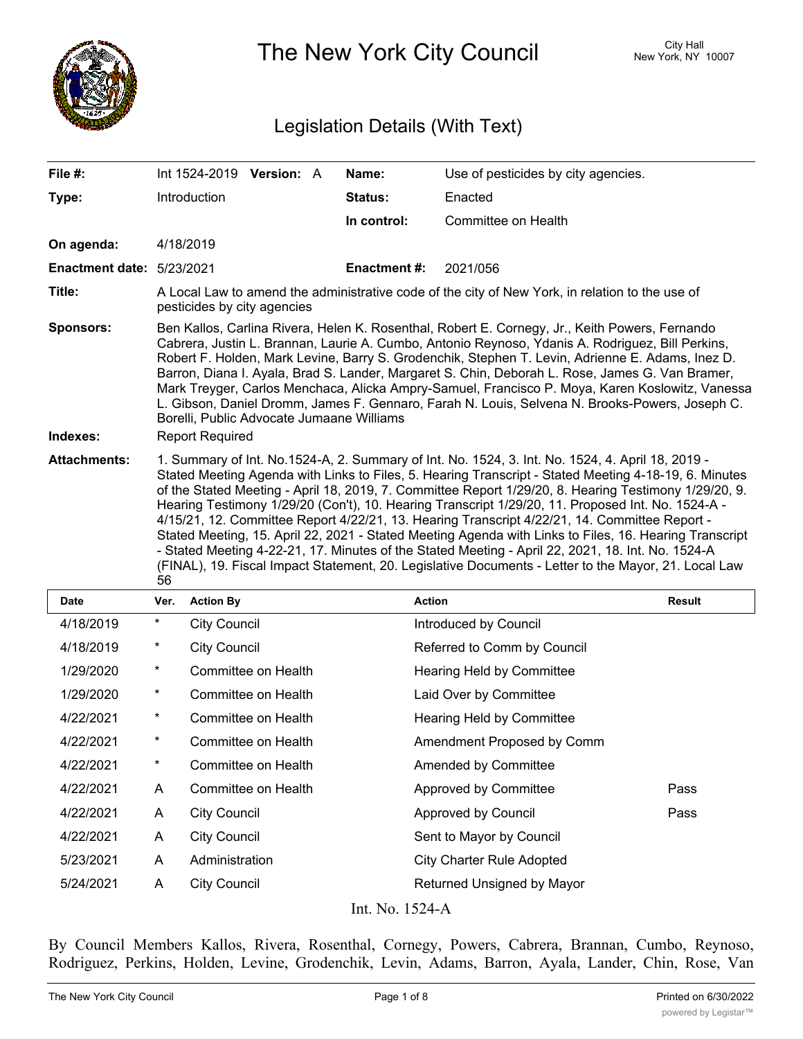# The New York City Council

City Hall
New York, NY 10007

## Legislation Details (With Text)

| | | | |
|---|---|---|---|
| **File #:** | Int 1524-2019 **Version:** A | **Name:** | Use of pesticides by city agencies. |
| **Type:** | Introduction | **Status:** | Enacted |
| | | **In control:** | Committee on Health |
| **On agenda:** | 4/18/2019 | | |
| **Enactment date:** | 5/23/2021 | **Enactment #:** | 2021/056 |

**Title:** A Local Law to amend the administrative code of the city of New York, in relation to the use of pesticides by city agencies

**Sponsors:** Ben Kallos, Carlina Rivera, Helen K. Rosenthal, Robert E. Cornegy, Jr., Keith Powers, Fernando Cabrera, Justin L. Brannan, Laurie A. Cumbo, Antonio Reynoso, Ydanis A. Rodriguez, Bill Perkins, Robert F. Holden, Mark Levine, Barry S. Grodenchik, Stephen T. Levin, Adrienne E. Adams, Inez D. Barron, Diana I. Ayala, Brad S. Lander, Margaret S. Chin, Deborah L. Rose, James G. Van Bramer, Mark Treyger, Carlos Menchaca, Alicka Ampry-Samuel, Francisco P. Moya, Karen Koslowitz, Vanessa L. Gibson, Daniel Dromm, James F. Gennaro, Farah N. Louis, Selvena N. Brooks-Powers, Joseph C. Borelli, Public Advocate Jumaane Williams

**Indexes:** Report Required

**Attachments:** 1. Summary of Int. No.1524-A, 2. Summary of Int. No. 1524, 3. Int. No. 1524, 4. April 18, 2019 - Stated Meeting Agenda with Links to Files, 5. Hearing Transcript - Stated Meeting 4-18-19, 6. Minutes of the Stated Meeting - April 18, 2019, 7. Committee Report 1/29/20, 8. Hearing Testimony 1/29/20, 9. Hearing Testimony 1/29/20 (Con't), 10. Hearing Transcript 1/29/20, 11. Proposed Int. No. 1524-A - 4/15/21, 12. Committee Report 4/22/21, 13. Hearing Transcript 4/22/21, 14. Committee Report - Stated Meeting, 15. April 22, 2021 - Stated Meeting Agenda with Links to Files, 16. Hearing Transcript - Stated Meeting 4-22-21, 17. Minutes of the Stated Meeting - April 22, 2021, 18. Int. No. 1524-A (FINAL), 19. Fiscal Impact Statement, 20. Legislative Documents - Letter to the Mayor, 21. Local Law 56

| Date | Ver. | Action By | Action | Result |
|---|---|---|---|---|
| 4/18/2019 | * | City Council | Introduced by Council | |
| 4/18/2019 | * | City Council | Referred to Comm by Council | |
| 1/29/2020 | * | Committee on Health | Hearing Held by Committee | |
| 1/29/2020 | * | Committee on Health | Laid Over by Committee | |
| 4/22/2021 | * | Committee on Health | Hearing Held by Committee | |
| 4/22/2021 | * | Committee on Health | Amendment Proposed by Comm | |
| 4/22/2021 | * | Committee on Health | Amended by Committee | |
| 4/22/2021 | A | Committee on Health | Approved by Committee | Pass |
| 4/22/2021 | A | City Council | Approved by Council | Pass |
| 4/22/2021 | A | City Council | Sent to Mayor by Council | |
| 5/23/2021 | A | Administration | City Charter Rule Adopted | |
| 5/24/2021 | A | City Council | Returned Unsigned by Mayor | |

Int. No. 1524-A

By Council Members Kallos, Rivera, Rosenthal, Cornegy, Powers, Cabrera, Brannan, Cumbo, Reynoso, Rodriguez, Perkins, Holden, Levine, Grodenchik, Levin, Adams, Barron, Ayala, Lander, Chin, Rose, Van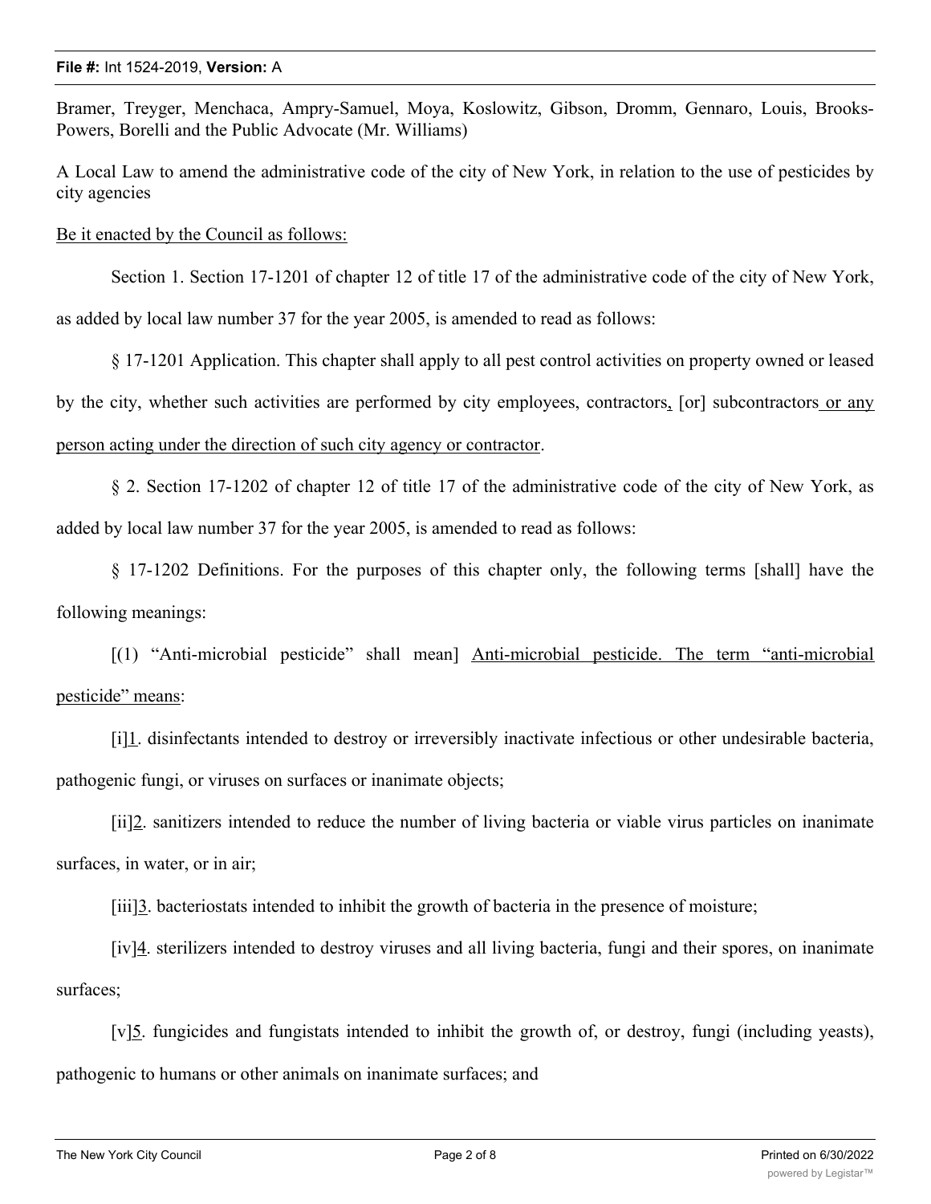Bramer, Treyger, Menchaca, Ampry-Samuel, Moya, Koslowitz, Gibson, Dromm, Gennaro, Louis, Brooks-Powers, Borelli and the Public Advocate (Mr. Williams)

A Local Law to amend the administrative code of the city of New York, in relation to the use of pesticides by city agencies

<u>Be it enacted by the Council as follows:</u>

Section 1. Section 17-1201 of chapter 12 of title 17 of the administrative code of the city of New York, as added by local law number 37 for the year 2005, is amended to read as follows:

§ 17-1201 Application. This chapter shall apply to all pest control activities on property owned or leased by the city, whether such activities are performed by city employees, contractors<u>,</u> [or] subcontractors<u> or any person acting under the direction of such city agency or contractor</u>.

§ 2. Section 17-1202 of chapter 12 of title 17 of the administrative code of the city of New York, as added by local law number 37 for the year 2005, is amended to read as follows:

§ 17-1202 Definitions. For the purposes of this chapter only, the following terms [shall] have the following meanings:

[(1) "Anti-microbial pesticide" shall mean] <u>Anti-microbial pesticide. The term "anti-microbial pesticide" means</u>:

[i]<u>1</u>. disinfectants intended to destroy or irreversibly inactivate infectious or other undesirable bacteria, pathogenic fungi, or viruses on surfaces or inanimate objects;

[ii]<u>2</u>. sanitizers intended to reduce the number of living bacteria or viable virus particles on inanimate surfaces, in water, or in air;

[iii]<u>3</u>. bacteriostats intended to inhibit the growth of bacteria in the presence of moisture;

[iv]<u>4</u>. sterilizers intended to destroy viruses and all living bacteria, fungi and their spores, on inanimate surfaces;

[v]<u>5</u>. fungicides and fungistats intended to inhibit the growth of, or destroy, fungi (including yeasts), pathogenic to humans or other animals on inanimate surfaces; and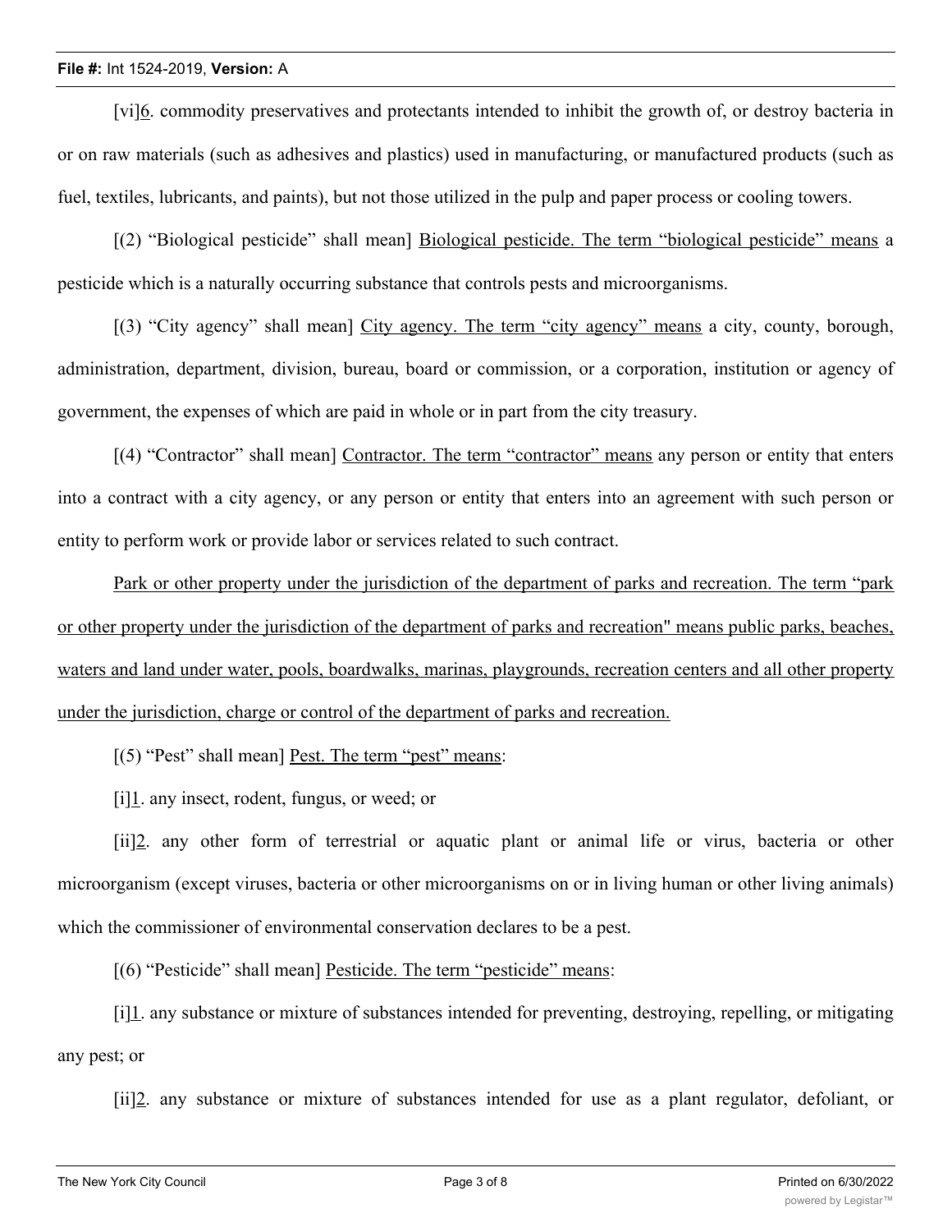[vi]<u>6</u>. commodity preservatives and protectants intended to inhibit the growth of, or destroy bacteria in or on raw materials (such as adhesives and plastics) used in manufacturing, or manufactured products (such as fuel, textiles, lubricants, and paints), but not those utilized in the pulp and paper process or cooling towers.

[(2) "Biological pesticide" shall mean] <u>Biological pesticide. The term "biological pesticide" means</u> a pesticide which is a naturally occurring substance that controls pests and microorganisms.

[(3) "City agency" shall mean] <u>City agency. The term "city agency" means</u> a city, county, borough, administration, department, division, bureau, board or commission, or a corporation, institution or agency of government, the expenses of which are paid in whole or in part from the city treasury.

[(4) "Contractor" shall mean] <u>Contractor. The term "contractor" means</u> any person or entity that enters into a contract with a city agency, or any person or entity that enters into an agreement with such person or entity to perform work or provide labor or services related to such contract.

<u>Park or other property under the jurisdiction of the department of parks and recreation. The term "park or other property under the jurisdiction of the department of parks and recreation" means public parks, beaches, waters and land under water, pools, boardwalks, marinas, playgrounds, recreation centers and all other property under the jurisdiction, charge or control of the department of parks and recreation.</u>

[(5) "Pest" shall mean] <u>Pest. The term "pest" means</u>:

[i]<u>1</u>. any insect, rodent, fungus, or weed; or

[ii]<u>2</u>. any other form of terrestrial or aquatic plant or animal life or virus, bacteria or other microorganism (except viruses, bacteria or other microorganisms on or in living human or other living animals) which the commissioner of environmental conservation declares to be a pest.

[(6) "Pesticide" shall mean] <u>Pesticide. The term "pesticide" means</u>:

[i]<u>1</u>. any substance or mixture of substances intended for preventing, destroying, repelling, or mitigating any pest; or

[ii]<u>2</u>. any substance or mixture of substances intended for use as a plant regulator, defoliant, or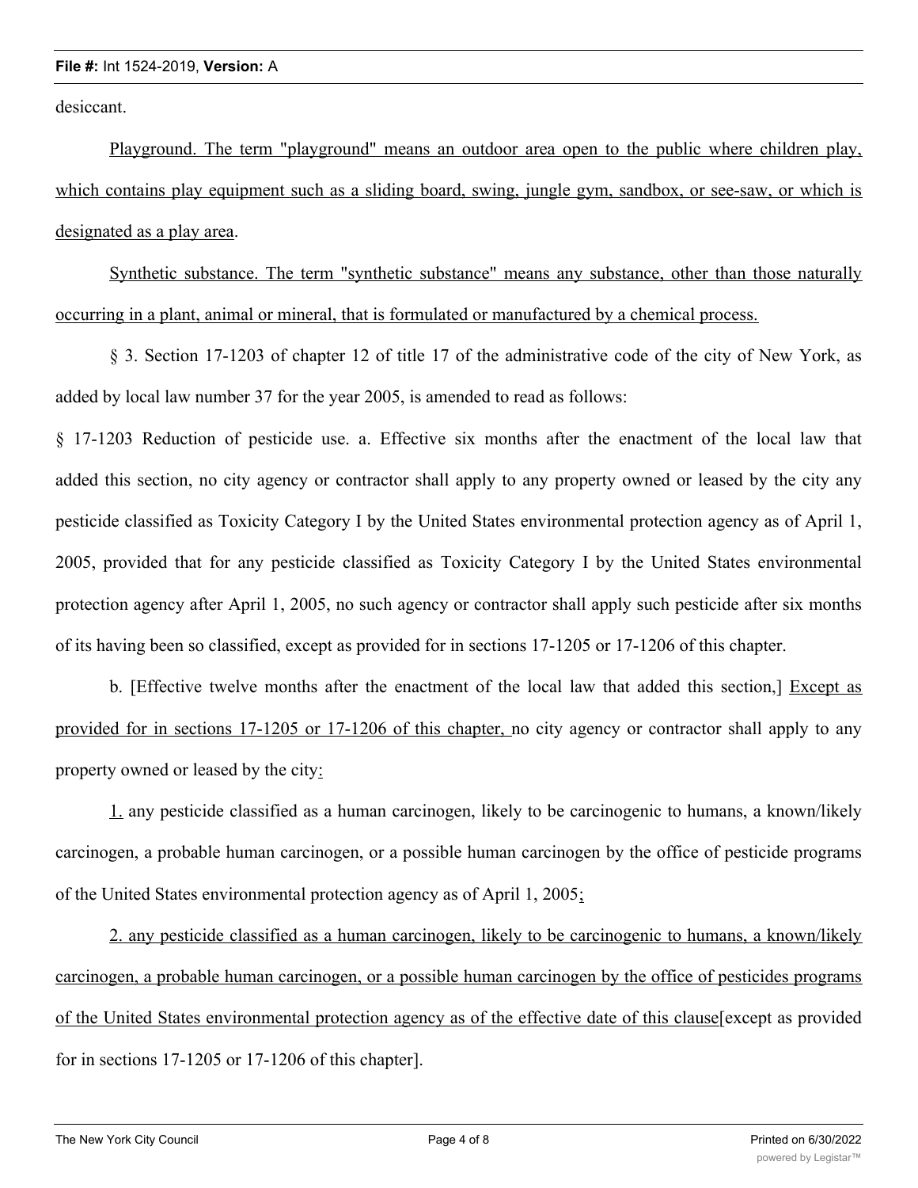desiccant.

Playground. The term "playground" means an outdoor area open to the public where children play, which contains play equipment such as a sliding board, swing, jungle gym, sandbox, or see-saw, or which is designated as a play area.

Synthetic substance. The term "synthetic substance" means any substance, other than those naturally occurring in a plant, animal or mineral, that is formulated or manufactured by a chemical process.

§ 3. Section 17-1203 of chapter 12 of title 17 of the administrative code of the city of New York, as added by local law number 37 for the year 2005, is amended to read as follows:

§ 17-1203 Reduction of pesticide use. a. Effective six months after the enactment of the local law that added this section, no city agency or contractor shall apply to any property owned or leased by the city any pesticide classified as Toxicity Category I by the United States environmental protection agency as of April 1, 2005, provided that for any pesticide classified as Toxicity Category I by the United States environmental protection agency after April 1, 2005, no such agency or contractor shall apply such pesticide after six months of its having been so classified, except as provided for in sections 17-1205 or 17-1206 of this chapter.

b. [Effective twelve months after the enactment of the local law that added this section,] Except as provided for in sections 17-1205 or 17-1206 of this chapter, no city agency or contractor shall apply to any property owned or leased by the city:

1. any pesticide classified as a human carcinogen, likely to be carcinogenic to humans, a known/likely carcinogen, a probable human carcinogen, or a possible human carcinogen by the office of pesticide programs of the United States environmental protection agency as of April 1, 2005;

2. any pesticide classified as a human carcinogen, likely to be carcinogenic to humans, a known/likely carcinogen, a probable human carcinogen, or a possible human carcinogen by the office of pesticides programs of the United States environmental protection agency as of the effective date of this clause[except as provided for in sections 17-1205 or 17-1206 of this chapter].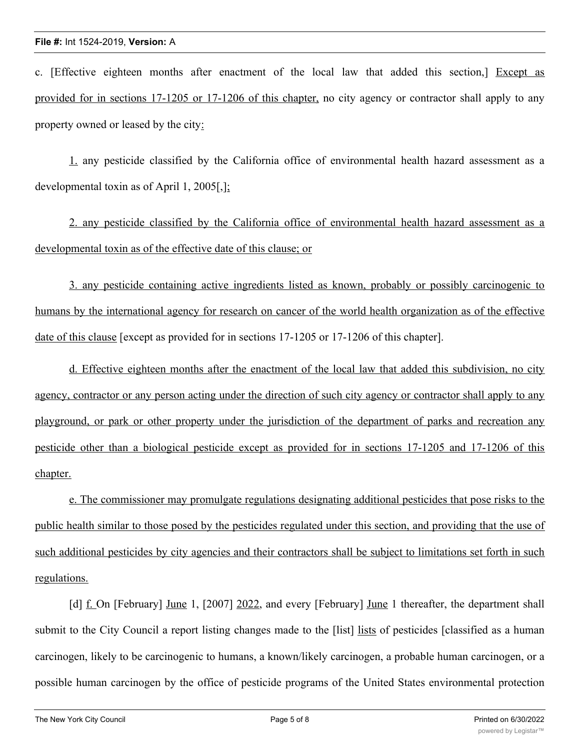c. [Effective eighteen months after enactment of the local law that added this section,] Except as provided for in sections 17-1205 or 17-1206 of this chapter, no city agency or contractor shall apply to any property owned or leased by the city:

1. any pesticide classified by the California office of environmental health hazard assessment as a developmental toxin as of April 1, 2005[,];

2. any pesticide classified by the California office of environmental health hazard assessment as a developmental toxin as of the effective date of this clause; or

3. any pesticide containing active ingredients listed as known, probably or possibly carcinogenic to humans by the international agency for research on cancer of the world health organization as of the effective date of this clause [except as provided for in sections 17-1205 or 17-1206 of this chapter].

d. Effective eighteen months after the enactment of the local law that added this subdivision, no city agency, contractor or any person acting under the direction of such city agency or contractor shall apply to any playground, or park or other property under the jurisdiction of the department of parks and recreation any pesticide other than a biological pesticide except as provided for in sections 17-1205 and 17-1206 of this chapter.

e. The commissioner may promulgate regulations designating additional pesticides that pose risks to the public health similar to those posed by the pesticides regulated under this section, and providing that the use of such additional pesticides by city agencies and their contractors shall be subject to limitations set forth in such regulations.

[d] f. On [February] June 1, [2007] 2022, and every [February] June 1 thereafter, the department shall submit to the City Council a report listing changes made to the [list] lists of pesticides [classified as a human carcinogen, likely to be carcinogenic to humans, a known/likely carcinogen, a probable human carcinogen, or a possible human carcinogen by the office of pesticide programs of the United States environmental protection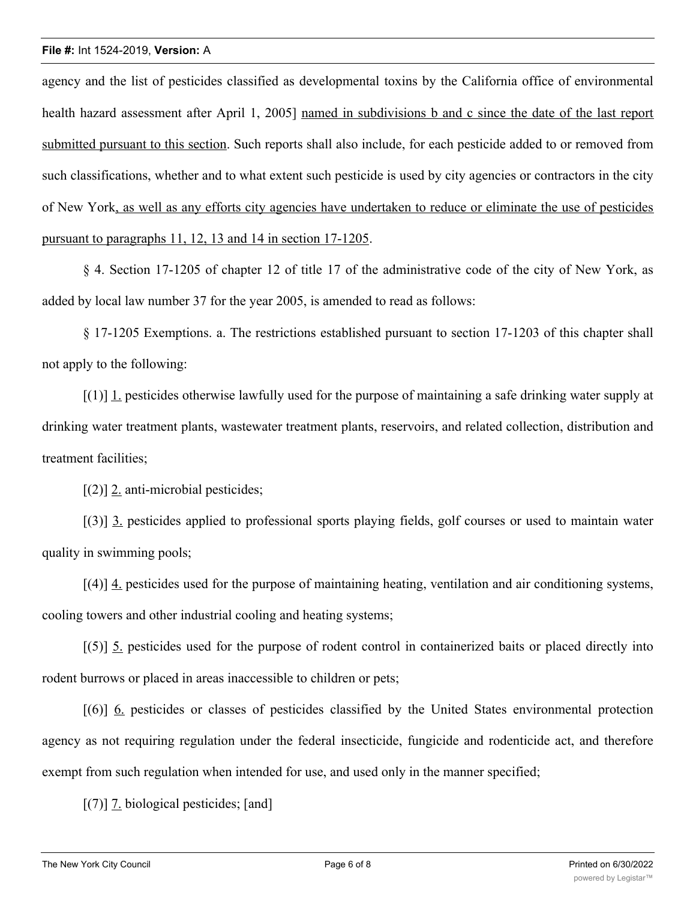agency and the list of pesticides classified as developmental toxins by the California office of environmental health hazard assessment after April 1, 2005] named in subdivisions b and c since the date of the last report submitted pursuant to this section. Such reports shall also include, for each pesticide added to or removed from such classifications, whether and to what extent such pesticide is used by city agencies or contractors in the city of New York, as well as any efforts city agencies have undertaken to reduce or eliminate the use of pesticides pursuant to paragraphs 11, 12, 13 and 14 in section 17-1205.

§ 4. Section 17-1205 of chapter 12 of title 17 of the administrative code of the city of New York, as added by local law number 37 for the year 2005, is amended to read as follows:

§ 17-1205 Exemptions. a. The restrictions established pursuant to section 17-1203 of this chapter shall not apply to the following:

[(1)] 1. pesticides otherwise lawfully used for the purpose of maintaining a safe drinking water supply at drinking water treatment plants, wastewater treatment plants, reservoirs, and related collection, distribution and treatment facilities;

[(2)] 2. anti-microbial pesticides;

[(3)] 3. pesticides applied to professional sports playing fields, golf courses or used to maintain water quality in swimming pools;

[(4)] 4. pesticides used for the purpose of maintaining heating, ventilation and air conditioning systems, cooling towers and other industrial cooling and heating systems;

[(5)] 5. pesticides used for the purpose of rodent control in containerized baits or placed directly into rodent burrows or placed in areas inaccessible to children or pets;

[(6)] 6. pesticides or classes of pesticides classified by the United States environmental protection agency as not requiring regulation under the federal insecticide, fungicide and rodenticide act, and therefore exempt from such regulation when intended for use, and used only in the manner specified;

[(7)] 7. biological pesticides; [and]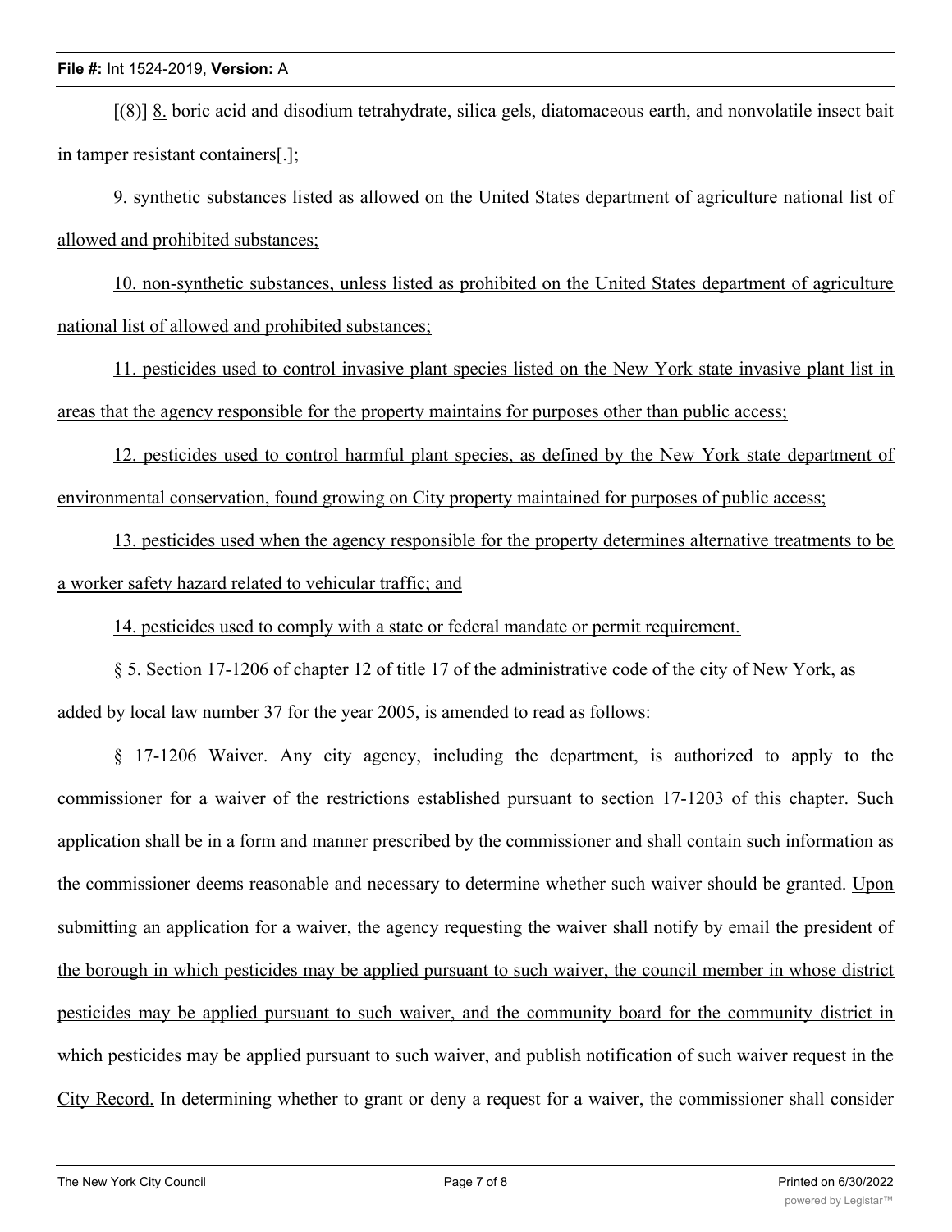[(8)] 8. boric acid and disodium tetrahydrate, silica gels, diatomaceous earth, and nonvolatile insect bait in tamper resistant containers[.];

9. synthetic substances listed as allowed on the United States department of agriculture national list of allowed and prohibited substances;

10. non-synthetic substances, unless listed as prohibited on the United States department of agriculture national list of allowed and prohibited substances;

11. pesticides used to control invasive plant species listed on the New York state invasive plant list in areas that the agency responsible for the property maintains for purposes other than public access;

12. pesticides used to control harmful plant species, as defined by the New York state department of environmental conservation, found growing on City property maintained for purposes of public access;

13. pesticides used when the agency responsible for the property determines alternative treatments to be a worker safety hazard related to vehicular traffic; and

14. pesticides used to comply with a state or federal mandate or permit requirement.

§ 5. Section 17-1206 of chapter 12 of title 17 of the administrative code of the city of New York, as added by local law number 37 for the year 2005, is amended to read as follows:

§ 17-1206 Waiver. Any city agency, including the department, is authorized to apply to the commissioner for a waiver of the restrictions established pursuant to section 17-1203 of this chapter. Such application shall be in a form and manner prescribed by the commissioner and shall contain such information as the commissioner deems reasonable and necessary to determine whether such waiver should be granted. Upon submitting an application for a waiver, the agency requesting the waiver shall notify by email the president of the borough in which pesticides may be applied pursuant to such waiver, the council member in whose district pesticides may be applied pursuant to such waiver, and the community board for the community district in which pesticides may be applied pursuant to such waiver, and publish notification of such waiver request in the City Record. In determining whether to grant or deny a request for a waiver, the commissioner shall consider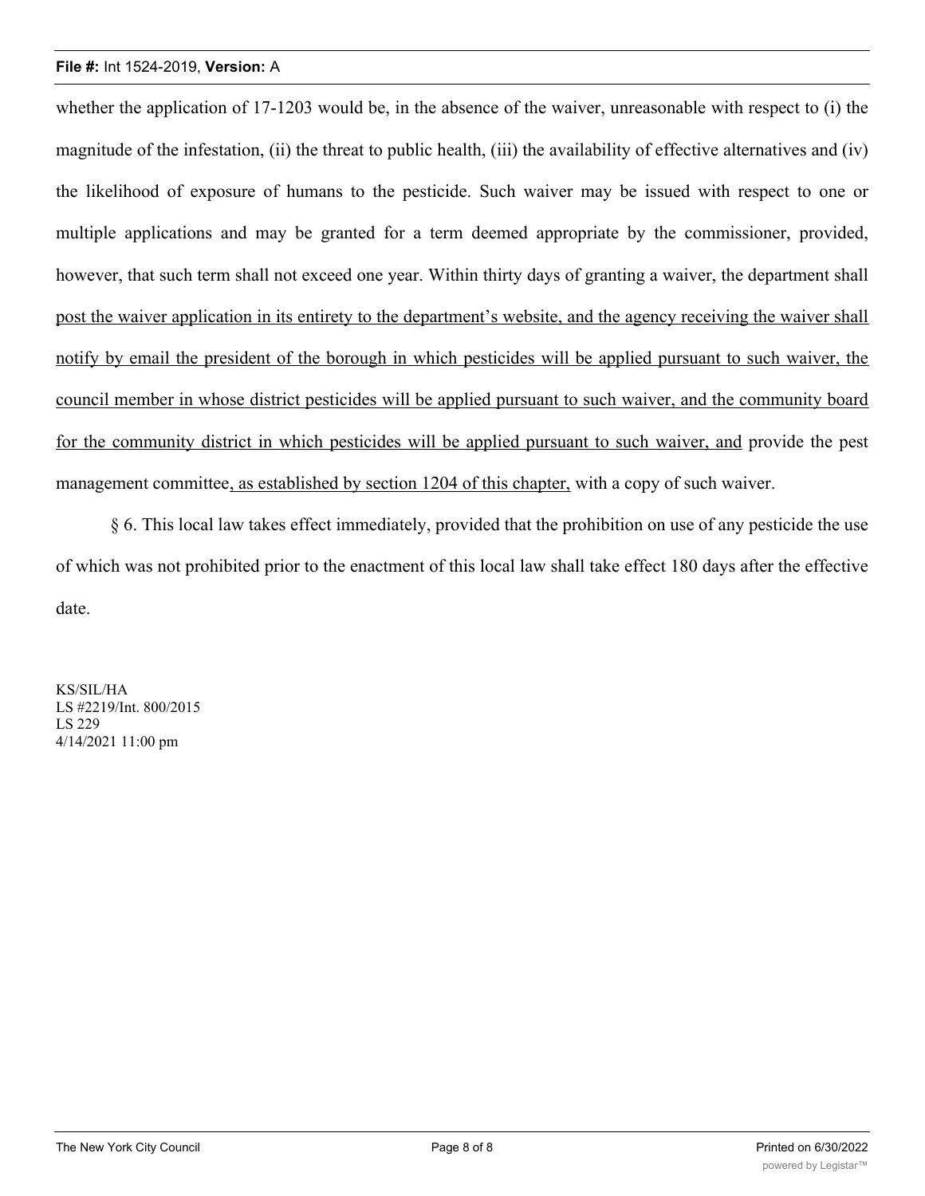whether the application of 17-1203 would be, in the absence of the waiver, unreasonable with respect to (i) the magnitude of the infestation, (ii) the threat to public health, (iii) the availability of effective alternatives and (iv) the likelihood of exposure of humans to the pesticide. Such waiver may be issued with respect to one or multiple applications and may be granted for a term deemed appropriate by the commissioner, provided, however, that such term shall not exceed one year. Within thirty days of granting a waiver, the department shall <u>post the waiver application in its entirety to the department's website, and the agency receiving the waiver shall notify by email the president of the borough in which pesticides will be applied pursuant to such waiver, the council member in whose district pesticides will be applied pursuant to such waiver, and the community board for the community district in which pesticides will be applied pursuant to such waiver, and</u> provide the pest management committee<u>, as established by section 1204 of this chapter,</u> with a copy of such waiver.

§ 6. This local law takes effect immediately, provided that the prohibition on use of any pesticide the use of which was not prohibited prior to the enactment of this local law shall take effect 180 days after the effective date.

KS/SIL/HA
LS #2219/Int. 800/2015
LS 229
4/14/2021 11:00 pm